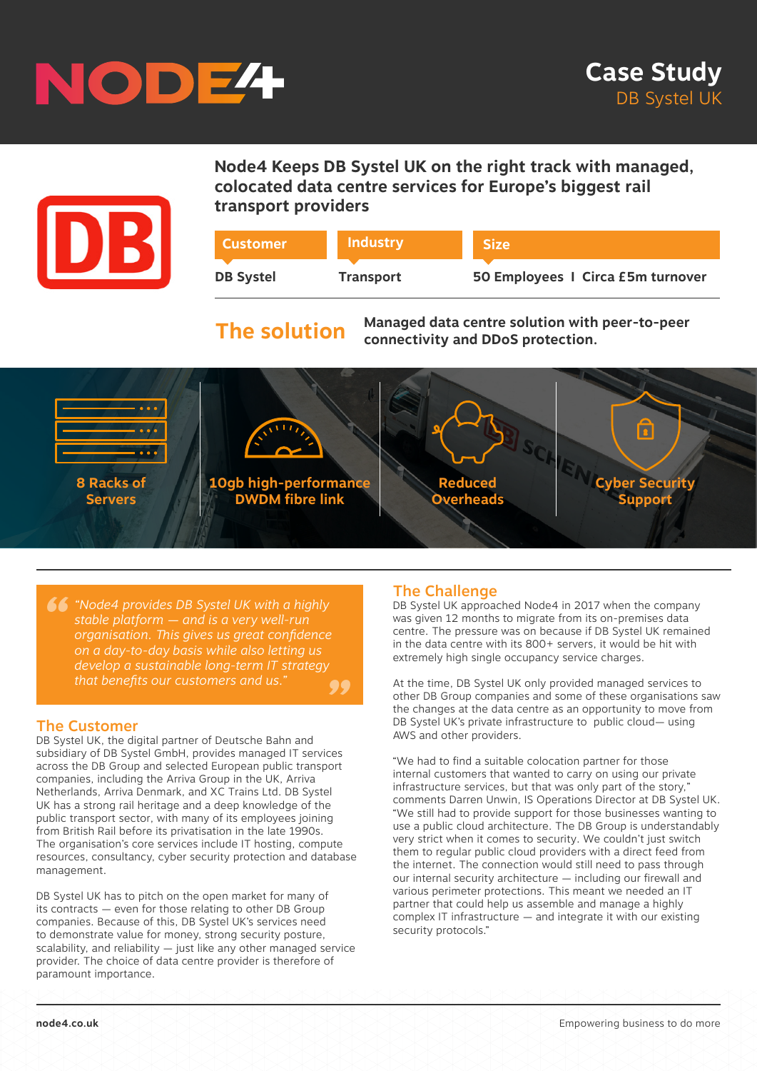# Case Study
## DB Systel UK

## Node4 Keeps DB Systel UK on the right track with managed, colocated data centre services for Europe's biggest rail transport providers

| Customer | Industry | Size |
| --- | --- | --- |
| DB Systel | Transport | 50 Employees I Circa £5m turnover |

**The solution** Managed data centre solution with peer-to-peer connectivity and DDoS protection.

- **8 Racks of Servers**
- **10gb high-performance DWDM fibre link**
- **Reduced Overheads**
- **Cyber Security Support**

> *"Node4 provides DB Systel UK with a highly stable platform — and is a very well-run organisation. This gives us great confidence on a day-to-day basis while also letting us develop a sustainable long-term IT strategy that benefits our customers and us."*

## The Customer

DB Systel UK, the digital partner of Deutsche Bahn and subsidiary of DB Systel GmbH, provides managed IT services across the DB Group and selected European public transport companies, including the Arriva Group in the UK, Arriva Netherlands, Arriva Denmark, and XC Trains Ltd. DB Systel UK has a strong rail heritage and a deep knowledge of the public transport sector, with many of its employees joining from British Rail before its privatisation in the late 1990s. The organisation's core services include IT hosting, compute resources, consultancy, cyber security protection and database management.

DB Systel UK has to pitch on the open market for many of its contracts — even for those relating to other DB Group companies. Because of this, DB Systel UK's services need to demonstrate value for money, strong security posture, scalability, and reliability — just like any other managed service provider. The choice of data centre provider is therefore of paramount importance.

## The Challenge

DB Systel UK approached Node4 in 2017 when the company was given 12 months to migrate from its on-premises data centre. The pressure was on because if DB Systel UK remained in the data centre with its 800+ servers, it would be hit with extremely high single occupancy service charges.

At the time, DB Systel UK only provided managed services to other DB Group companies and some of these organisations saw the changes at the data centre as an opportunity to move from DB Systel UK's private infrastructure to public cloud— using AWS and other providers.

"We had to find a suitable colocation partner for those internal customers that wanted to carry on using our private infrastructure services, but that was only part of the story," comments Darren Unwin, IS Operations Director at DB Systel UK. "We still had to provide support for those businesses wanting to use a public cloud architecture. The DB Group is understandably very strict when it comes to security. We couldn't just switch them to regular public cloud providers with a direct feed from the internet. The connection would still need to pass through our internal security architecture — including our firewall and various perimeter protections. This meant we needed an IT partner that could help us assemble and manage a highly complex IT infrastructure — and integrate it with our existing security protocols."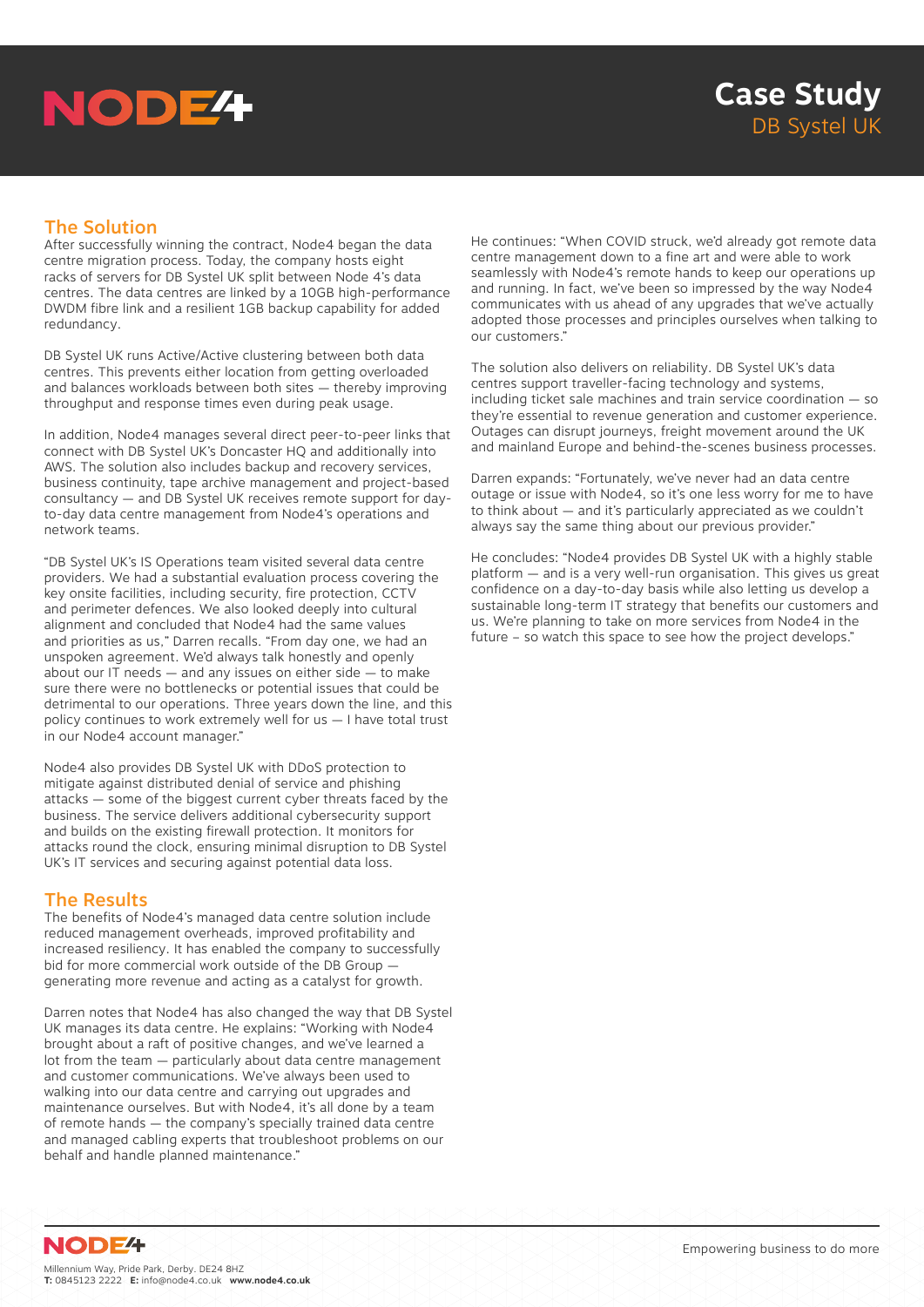## The Solution

After successfully winning the contract, Node4 began the data centre migration process. Today, the company hosts eight racks of servers for DB Systel UK split between Node 4's data centres. The data centres are linked by a 10GB high-performance DWDM fibre link and a resilient 1GB backup capability for added redundancy.

DB Systel UK runs Active/Active clustering between both data centres. This prevents either location from getting overloaded and balances workloads between both sites — thereby improving throughput and response times even during peak usage.

In addition, Node4 manages several direct peer-to-peer links that connect with DB Systel UK's Doncaster HQ and additionally into AWS. The solution also includes backup and recovery services, business continuity, tape archive management and project-based consultancy — and DB Systel UK receives remote support for day-to-day data centre management from Node4's operations and network teams.

"DB Systel UK's IS Operations team visited several data centre providers. We had a substantial evaluation process covering the key onsite facilities, including security, fire protection, CCTV and perimeter defences. We also looked deeply into cultural alignment and concluded that Node4 had the same values and priorities as us," Darren recalls. "From day one, we had an unspoken agreement. We'd always talk honestly and openly about our IT needs — and any issues on either side — to make sure there were no bottlenecks or potential issues that could be detrimental to our operations. Three years down the line, and this policy continues to work extremely well for us — I have total trust in our Node4 account manager."

Node4 also provides DB Systel UK with DDoS protection to mitigate against distributed denial of service and phishing attacks — some of the biggest current cyber threats faced by the business. The service delivers additional cybersecurity support and builds on the existing firewall protection. It monitors for attacks round the clock, ensuring minimal disruption to DB Systel UK's IT services and securing against potential data loss.

## The Results

The benefits of Node4's managed data centre solution include reduced management overheads, improved profitability and increased resiliency. It has enabled the company to successfully bid for more commercial work outside of the DB Group — generating more revenue and acting as a catalyst for growth.

Darren notes that Node4 has also changed the way that DB Systel UK manages its data centre. He explains: "Working with Node4 brought about a raft of positive changes, and we've learned a lot from the team — particularly about data centre management and customer communications. We've always been used to walking into our data centre and carrying out upgrades and maintenance ourselves. But with Node4, it's all done by a team of remote hands — the company's specially trained data centre and managed cabling experts that troubleshoot problems on our behalf and handle planned maintenance."

He continues: "When COVID struck, we'd already got remote data centre management down to a fine art and were able to work seamlessly with Node4's remote hands to keep our operations up and running. In fact, we've been so impressed by the way Node4 communicates with us ahead of any upgrades that we've actually adopted those processes and principles ourselves when talking to our customers."

The solution also delivers on reliability. DB Systel UK's data centres support traveller-facing technology and systems, including ticket sale machines and train service coordination — so they're essential to revenue generation and customer experience. Outages can disrupt journeys, freight movement around the UK and mainland Europe and behind-the-scenes business processes.

Darren expands: "Fortunately, we've never had an data centre outage or issue with Node4, so it's one less worry for me to have to think about — and it's particularly appreciated as we couldn't always say the same thing about our previous provider."

He concludes: "Node4 provides DB Systel UK with a highly stable platform — and is a very well-run organisation. This gives us great confidence on a day-to-day basis while also letting us develop a sustainable long-term IT strategy that benefits our customers and us. We're planning to take on more services from Node4 in the future – so watch this space to see how the project develops."